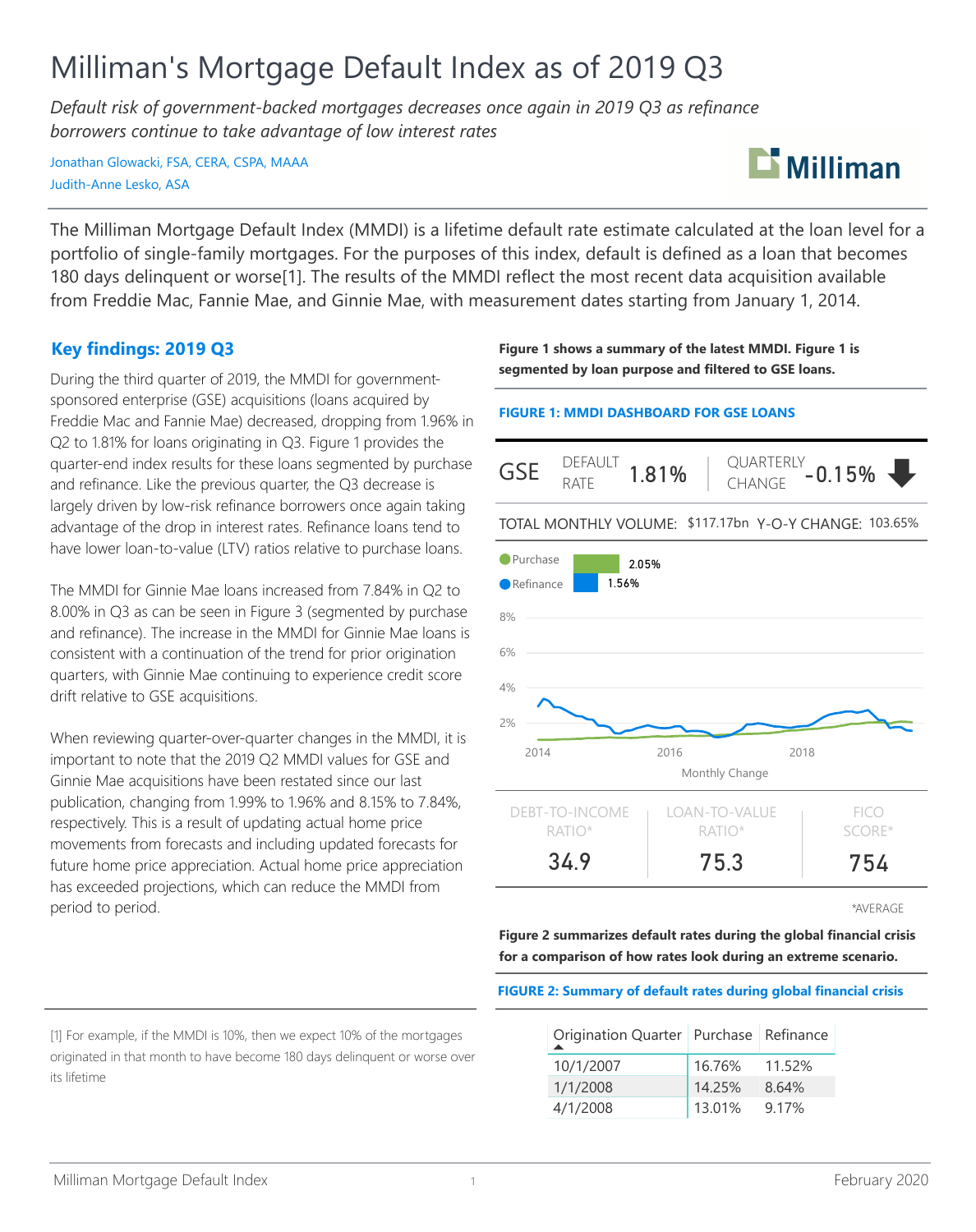# Milliman's Mortgage Default Index as of 2019 Q3

*Default risk of government-backed mortgages decreases once again in 2019 Q3 as refinance borrowers continue to take advantage of low interest rates*

Jonathan Glowacki, FSA, CERA, CSPA, MAAA
Judith-Anne Lesko, ASA

The Milliman Mortgage Default Index (MMDI) is a lifetime default rate estimate calculated at the loan level for a portfolio of single-family mortgages. For the purposes of this index, default is defined as a loan that becomes 180 days delinquent or worse[1]. The results of the MMDI reflect the most recent data acquisition available from Freddie Mac, Fannie Mae, and Ginnie Mae, with measurement dates starting from January 1, 2014.

## Key findings: 2019 Q3

During the third quarter of 2019, the MMDI for government-sponsored enterprise (GSE) acquisitions (loans acquired by Freddie Mac and Fannie Mae) decreased, dropping from 1.96% in Q2 to 1.81% for loans originating in Q3. Figure 1 provides the quarter-end index results for these loans segmented by purchase and refinance. Like the previous quarter, the Q3 decrease is largely driven by low-risk refinance borrowers once again taking advantage of the drop in interest rates. Refinance loans tend to have lower loan-to-value (LTV) ratios relative to purchase loans.

The MMDI for Ginnie Mae loans increased from 7.84% in Q2 to 8.00% in Q3 as can be seen in Figure 3 (segmented by purchase and refinance). The increase in the MMDI for Ginnie Mae loans is consistent with a continuation of the trend for prior origination quarters, with Ginnie Mae continuing to experience credit score drift relative to GSE acquisitions.

When reviewing quarter-over-quarter changes in the MMDI, it is important to note that the 2019 Q2 MMDI values for GSE and Ginnie Mae acquisitions have been restated since our last publication, changing from 1.99% to 1.96% and 8.15% to 7.84%, respectively. This is a result of updating actual home price movements from forecasts and including updated forecasts for future home price appreciation. Actual home price appreciation has exceeded projections, which can reduce the MMDI from period to period.

[1] For example, if the MMDI is 10%, then we expect 10% of the mortgages originated in that month to have become 180 days delinquent or worse over its lifetime

**Figure 1 shows a summary of the latest MMDI. Figure 1 is segmented by loan purpose and filtered to GSE loans.**

**FIGURE 1: MMDI DASHBOARD FOR GSE LOANS**

GSE DEFAULT RATE 1.81% | QUARTERLY CHANGE -0.15%

TOTAL MONTHLY VOLUME: $117.17bn Y-O-Y CHANGE: 103.65%

Purchase 2.05%
Refinance 1.56%

Monthly Change

| DEBT-TO-INCOME RATIO* | LOAN-TO-VALUE RATIO* | FICO SCORE* |
|---|---|---|
| 34.9 | 75.3 | 754 |

*AVERAGE

**Figure 2 summarizes default rates during the global financial crisis for a comparison of how rates look during an extreme scenario.**

**FIGURE 2: Summary of default rates during global financial crisis**

| Origination Quarter | Purchase | Refinance |
|---|---|---|
| 10/1/2007 | 16.76% | 11.52% |
| 1/1/2008 | 14.25% | 8.64% |
| 4/1/2008 | 13.01% | 9.17% |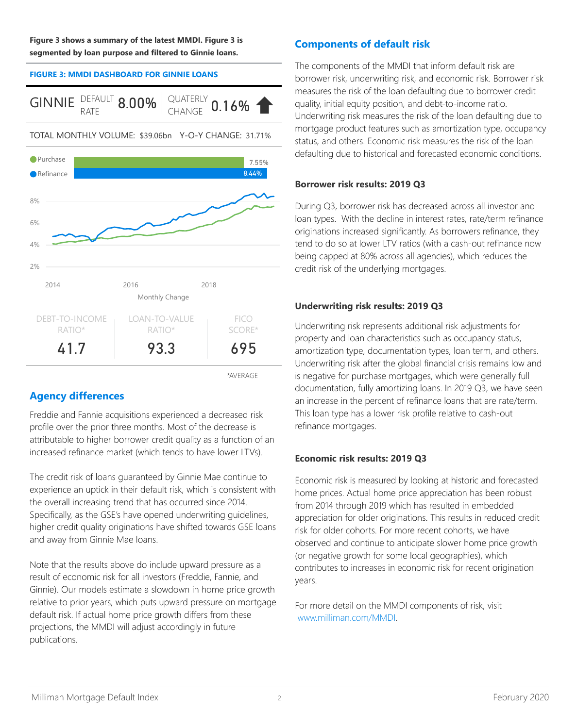**Figure 3 shows a summary of the latest MMDI. Figure 3 is segmented by loan purpose and filtered to Ginnie loans.**

**FIGURE 3: MMDI DASHBOARD FOR GINNIE LOANS**

GINNIE DEFAULT RATE 8.00% | QUATERLY CHANGE 0.16% ⬆

TOTAL MONTHLY VOLUME: $39.06bn Y-O-Y CHANGE: 31.71%

| | |
|---|---|
| Purchase | 7.55% |
| Refinance | 8.44% |

Monthly Change

| DEBT-TO-INCOME RATIO* | LOAN-TO-VALUE RATIO* | FICO SCORE* |
|---|---|---|
| 41.7 | 93.3 | 695 |

*AVERAGE

## Agency differences

Freddie and Fannie acquisitions experienced a decreased risk profile over the prior three months. Most of the decrease is attributable to higher borrower credit quality as a function of an increased refinance market (which tends to have lower LTVs).

The credit risk of loans guaranteed by Ginnie Mae continue to experience an uptick in their default risk, which is consistent with the overall increasing trend that has occurred since 2014. Specifically, as the GSE's have opened underwriting guidelines, higher credit quality originations have shifted towards GSE loans and away from Ginnie Mae loans.

Note that the results above do include upward pressure as a result of economic risk for all investors (Freddie, Fannie, and Ginnie). Our models estimate a slowdown in home price growth relative to prior years, which puts upward pressure on mortgage default risk. If actual home price growth differs from these projections, the MMDI will adjust accordingly in future publications.

## Components of default risk

The components of the MMDI that inform default risk are borrower risk, underwriting risk, and economic risk. Borrower risk measures the risk of the loan defaulting due to borrower credit quality, initial equity position, and debt-to-income ratio. Underwriting risk measures the risk of the loan defaulting due to mortgage product features such as amortization type, occupancy status, and others. Economic risk measures the risk of the loan defaulting due to historical and forecasted economic conditions.

### Borrower risk results: 2019 Q3

During Q3, borrower risk has decreased across all investor and loan types. With the decline in interest rates, rate/term refinance originations increased significantly. As borrowers refinance, they tend to do so at lower LTV ratios (with a cash-out refinance now being capped at 80% across all agencies), which reduces the credit risk of the underlying mortgages.

### Underwriting risk results: 2019 Q3

Underwriting risk represents additional risk adjustments for property and loan characteristics such as occupancy status, amortization type, documentation types, loan term, and others. Underwriting risk after the global financial crisis remains low and is negative for purchase mortgages, which were generally full documentation, fully amortizing loans. In 2019 Q3, we have seen an increase in the percent of refinance loans that are rate/term. This loan type has a lower risk profile relative to cash-out refinance mortgages.

### Economic risk results: 2019 Q3

Economic risk is measured by looking at historic and forecasted home prices. Actual home price appreciation has been robust from 2014 through 2019 which has resulted in embedded appreciation for older originations. This results in reduced credit risk for older cohorts. For more recent cohorts, we have observed and continue to anticipate slower home price growth (or negative growth for some local geographies), which contributes to increases in economic risk for recent origination years.

For more detail on the MMDI components of risk, visit www.milliman.com/MMDI.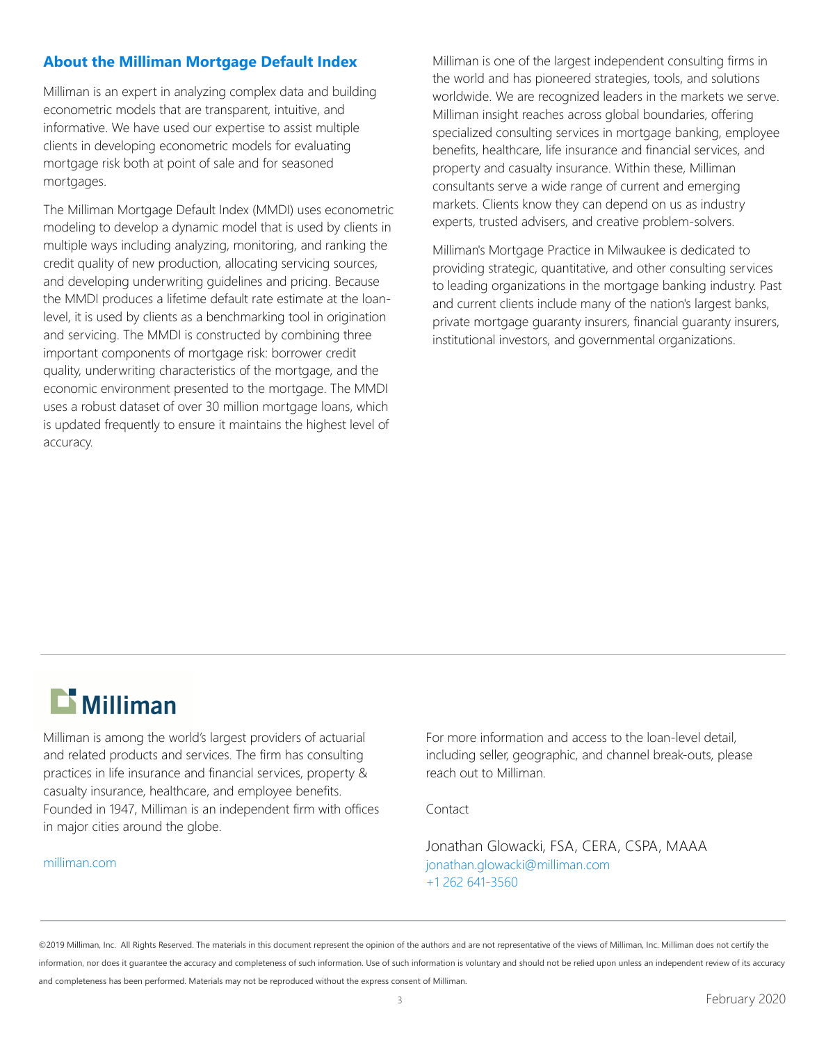## About the Milliman Mortgage Default Index

Milliman is an expert in analyzing complex data and building econometric models that are transparent, intuitive, and informative. We have used our expertise to assist multiple clients in developing econometric models for evaluating mortgage risk both at point of sale and for seasoned mortgages.

The Milliman Mortgage Default Index (MMDI) uses econometric modeling to develop a dynamic model that is used by clients in multiple ways including analyzing, monitoring, and ranking the credit quality of new production, allocating servicing sources, and developing underwriting guidelines and pricing. Because the MMDI produces a lifetime default rate estimate at the loan-level, it is used by clients as a benchmarking tool in origination and servicing. The MMDI is constructed by combining three important components of mortgage risk: borrower credit quality, underwriting characteristics of the mortgage, and the economic environment presented to the mortgage. The MMDI uses a robust dataset of over 30 million mortgage loans, which is updated frequently to ensure it maintains the highest level of accuracy.

Milliman is one of the largest independent consulting firms in the world and has pioneered strategies, tools, and solutions worldwide. We are recognized leaders in the markets we serve. Milliman insight reaches across global boundaries, offering specialized consulting services in mortgage banking, employee benefits, healthcare, life insurance and financial services, and property and casualty insurance. Within these, Milliman consultants serve a wide range of current and emerging markets. Clients know they can depend on us as industry experts, trusted advisers, and creative problem-solvers.

Milliman's Mortgage Practice in Milwaukee is dedicated to providing strategic, quantitative, and other consulting services to leading organizations in the mortgage banking industry. Past and current clients include many of the nation's largest banks, private mortgage guaranty insurers, financial guaranty insurers, institutional investors, and governmental organizations.

---

**Milliman**

Milliman is among the world's largest providers of actuarial and related products and services. The firm has consulting practices in life insurance and financial services, property & casualty insurance, healthcare, and employee benefits. Founded in 1947, Milliman is an independent firm with offices in major cities around the globe.

milliman.com

For more information and access to the loan-level detail, including seller, geographic, and channel break-outs, please reach out to Milliman.

Contact

Jonathan Glowacki, FSA, CERA, CSPA, MAAA
jonathan.glowacki@milliman.com
+1 262 641-3560

---

©2019 Milliman, Inc. All Rights Reserved. The materials in this document represent the opinion of the authors and are not representative of the views of Milliman, Inc. Milliman does not certify the information, nor does it guarantee the accuracy and completeness of such information. Use of such information is voluntary and should not be relied upon unless an independent review of its accuracy and completeness has been performed. Materials may not be reproduced without the express consent of Milliman.

February 2020